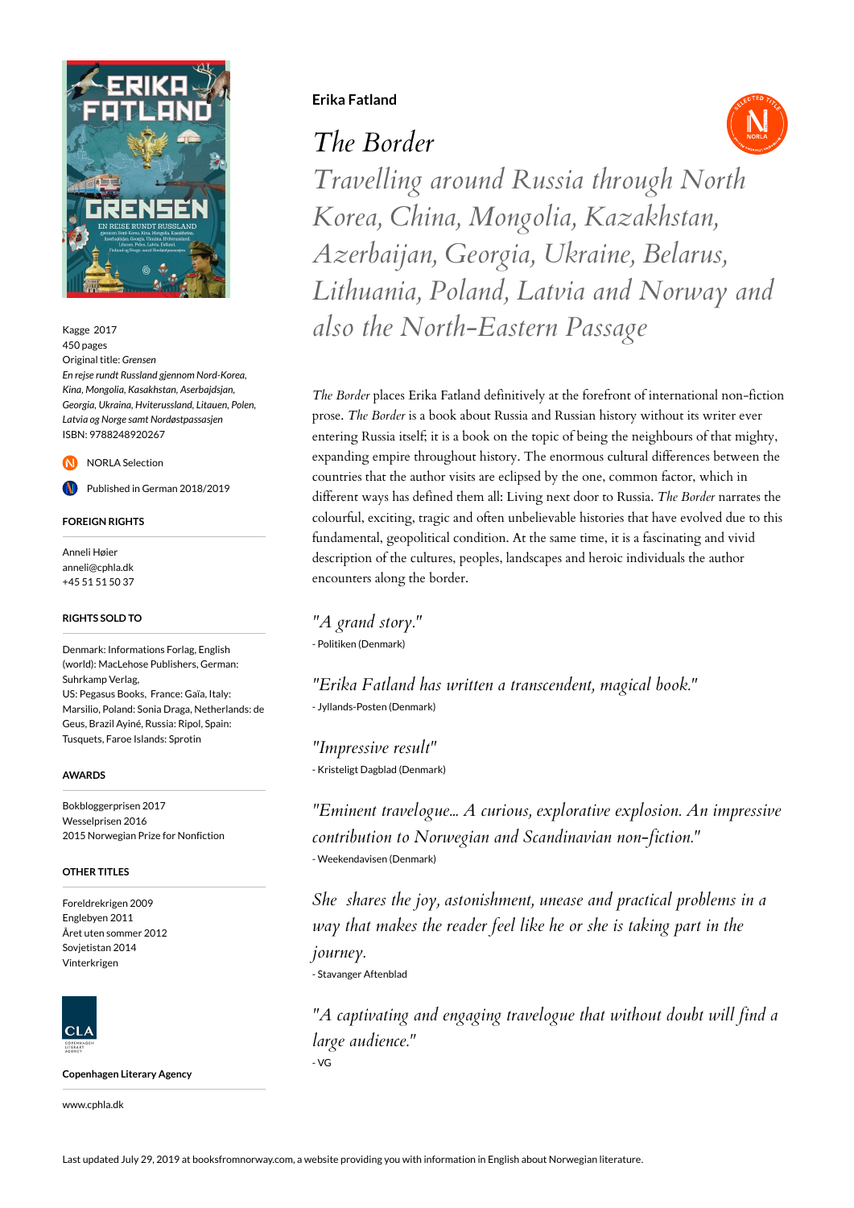**Erika Fatland**

# *The Border*

## *Travelling around Russia through North Korea, China, Mongolia, Kazakhstan, Azerbaijan, Georgia, Ukraine, Belarus, Lithuania, Poland, Latvia and Norway and also the North-Eastern Passage*

*The Border* places Erika Fatland definitively at the forefront of international non-fiction prose. *The Border* is a book about Russia and Russian history without its writer ever entering Russia itself; it is a book on the topic of being the neighbours of that mighty, expanding empire throughout history. The enormous cultural differences between the countries that the author visits are eclipsed by the one, common factor, which in different ways has defined them all: Living next door to Russia. *The Border* narrates the colourful, exciting, tragic and often unbelievable histories that have evolved due to this fundamental, geopolitical condition. At the same time, it is a fascinating and vivid description of the cultures, peoples, landscapes and heroic individuals the author encounters along the border.

*"A grand story."*
- Politiken (Denmark)

*"Erika Fatland has written a transcendent, magical book."*
- Jyllands-Posten (Denmark)

*"Impressive result"*
- Kristeligt Dagblad (Denmark)

*"Eminent travelogue... A curious, explorative explosion. An impressive contribution to Norwegian and Scandinavian non-fiction."*
- Weekendavisen (Denmark)

*She shares the joy, astonishment, unease and practical problems in a way that makes the reader feel like he or she is taking part in the journey.*
- Stavanger Aftenblad

*"A captivating and engaging travelogue that without doubt will find a large audience."*
- VG

---

Kagge 2017
450 pages
Original title: *Grensen*
*En rejse rundt Russland gjennom Nord-Korea, Kina, Mongolia, Kasakhstan, Aserbajdsjan, Georgia, Ukraina, Hviterussland, Litauen, Polen, Latvia og Norge samt Nordøstpassasjen*
ISBN: 9788248920267

NORLA Selection

Published in German 2018/2019

### FOREIGN RIGHTS

Anneli Høier
anneli@cphla.dk
+45 51 51 50 37

### RIGHTS SOLD TO

Denmark: Informations Forlag, English (world): MacLehose Publishers, German: Suhrkamp Verlag,
US: Pegasus Books, France: Gaïa, Italy: Marsilio, Poland: Sonia Draga, Netherlands: de Geus, Brazil Ayiné, Russia: Ripol, Spain: Tusquets, Faroe Islands: Sprotin

### AWARDS

Bokbloggerprisen 2017
Wesselprisen 2016
2015 Norwegian Prize for Nonfiction

### OTHER TITLES

Foreldrekrigen 2009
Englebyen 2011
Året uten sommer 2012
Sovjetistan 2014
Vinterkrigen

**Copenhagen Literary Agency**

www.cphla.dk

Last updated July 29, 2019 at booksfromnorway.com, a website providing you with information in English about Norwegian literature.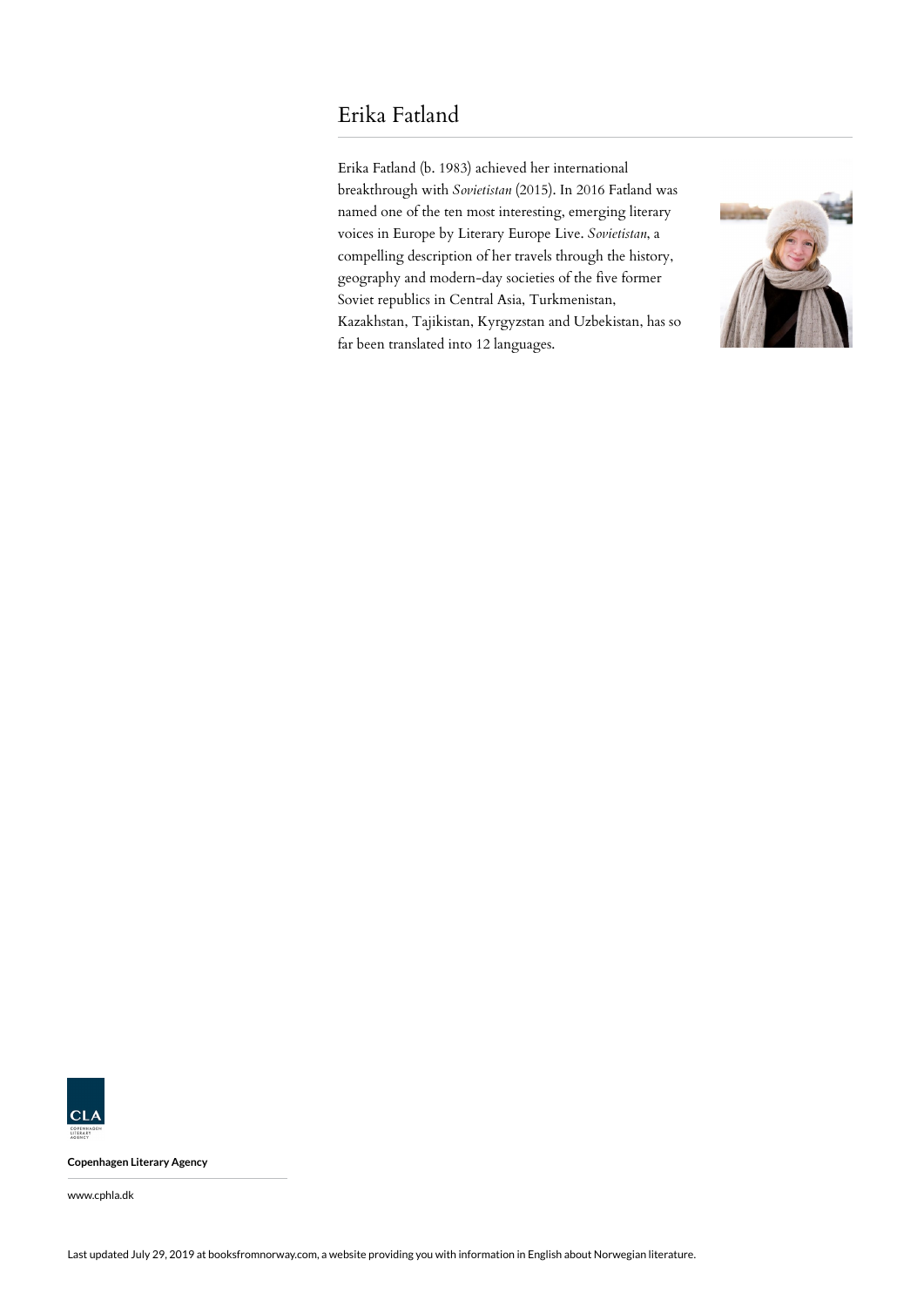## Erika Fatland

Erika Fatland (b. 1983) achieved her international breakthrough with *Sovietistan* (2015). In 2016 Fatland was named one of the ten most interesting, emerging literary voices in Europe by Literary Europe Live. *Sovietistan*, a compelling description of her travels through the history, geography and modern-day societies of the five former Soviet republics in Central Asia, Turkmenistan, Kazakhstan, Tajikistan, Kyrgyzstan and Uzbekistan, has so far been translated into 12 languages.

**Copenhagen Literary Agency**

www.cphla.dk

Last updated July 29, 2019 at booksfromnorway.com, a website providing you with information in English about Norwegian literature.